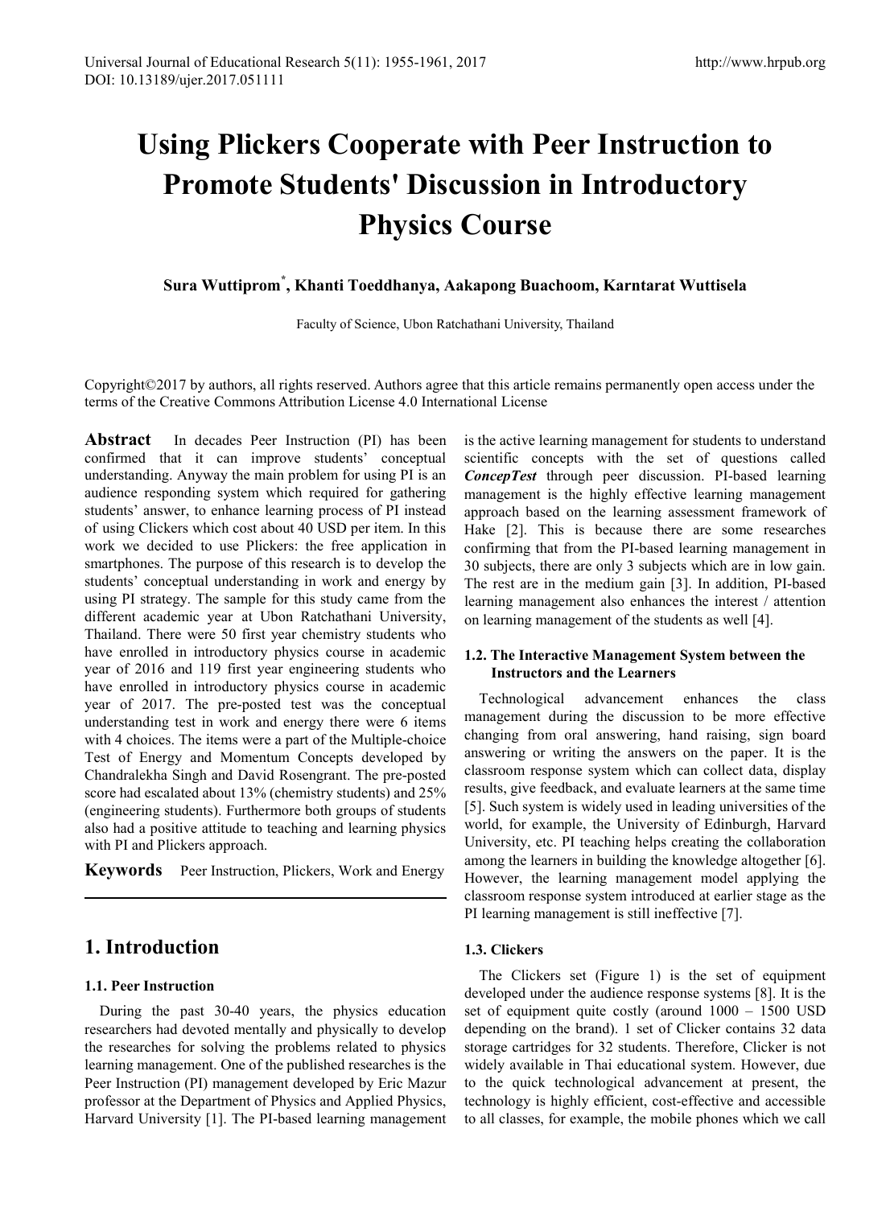# Using Plickers Cooperate with Peer Instruction to Promote Students' Discussion in Introductory Physics Course

**Sura Wuttiprom***, **Khanti Toeddhanya, Aakapong Buachoom, Karntarat Wuttisela**

Faculty of Science, Ubon Ratchathani University, Thailand

Copyright©2017 by authors, all rights reserved. Authors agree that this article remains permanently open access under the terms of the Creative Commons Attribution License 4.0 International License

**Abstract** In decades Peer Instruction (PI) has been confirmed that it can improve students' conceptual understanding. Anyway the main problem for using PI is an audience responding system which required for gathering students' answer, to enhance learning process of PI instead of using Clickers which cost about 40 USD per item. In this work we decided to use Plickers: the free application in smartphones. The purpose of this research is to develop the students' conceptual understanding in work and energy by using PI strategy. The sample for this study came from the different academic year at Ubon Ratchathani University, Thailand. There were 50 first year chemistry students who have enrolled in introductory physics course in academic year of 2016 and 119 first year engineering students who have enrolled in introductory physics course in academic year of 2017. The pre-posted test was the conceptual understanding test in work and energy there were 6 items with 4 choices. The items were a part of the Multiple-choice Test of Energy and Momentum Concepts developed by Chandralekha Singh and David Rosengrant. The pre-posted score had escalated about 13% (chemistry students) and 25% (engineering students). Furthermore both groups of students also had a positive attitude to teaching and learning physics with PI and Plickers approach.

**Keywords** Peer Instruction, Plickers, Work and Energy

## 1. Introduction

### 1.1. Peer Instruction

During the past 30-40 years, the physics education researchers had devoted mentally and physically to develop the researches for solving the problems related to physics learning management. One of the published researches is the Peer Instruction (PI) management developed by Eric Mazur professor at the Department of Physics and Applied Physics, Harvard University [1]. The PI-based learning management is the active learning management for students to understand scientific concepts with the set of questions called ***ConcepTest*** through peer discussion. PI-based learning management is the highly effective learning management approach based on the learning assessment framework of Hake [2]. This is because there are some researches confirming that from the PI-based learning management in 30 subjects, there are only 3 subjects which are in low gain. The rest are in the medium gain [3]. In addition, PI-based learning management also enhances the interest / attention on learning management of the students as well [4].

### 1.2. The Interactive Management System between the Instructors and the Learners

Technological advancement enhances the class management during the discussion to be more effective changing from oral answering, hand raising, sign board answering or writing the answers on the paper. It is the classroom response system which can collect data, display results, give feedback, and evaluate learners at the same time [5]. Such system is widely used in leading universities of the world, for example, the University of Edinburgh, Harvard University, etc. PI teaching helps creating the collaboration among the learners in building the knowledge altogether [6]. However, the learning management model applying the classroom response system introduced at earlier stage as the PI learning management is still ineffective [7].

### 1.3. Clickers

The Clickers set (Figure 1) is the set of equipment developed under the audience response systems [8]. It is the set of equipment quite costly (around 1000 – 1500 USD depending on the brand). 1 set of Clicker contains 32 data storage cartridges for 32 students. Therefore, Clicker is not widely available in Thai educational system. However, due to the quick technological advancement at present, the technology is highly efficient, cost-effective and accessible to all classes, for example, the mobile phones which we call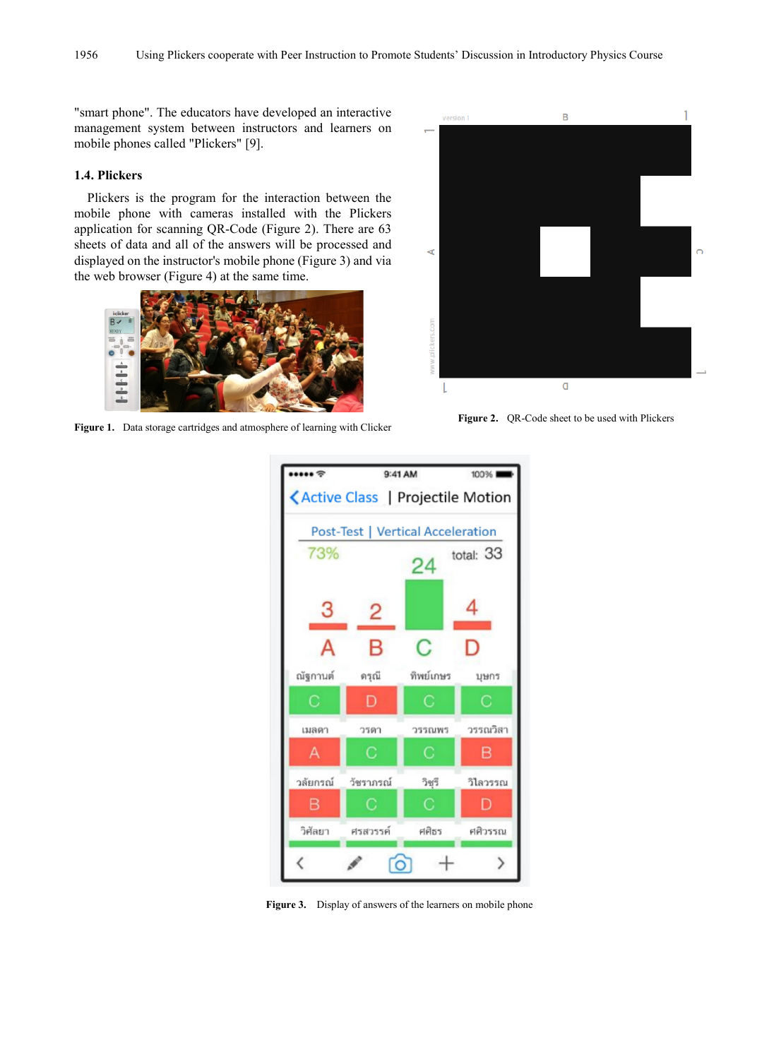"smart phone". The educators have developed an interactive management system between instructors and learners on mobile phones called "Plickers" [9].

### 1.4. Plickers

Plickers is the program for the interaction between the mobile phone with cameras installed with the Plickers application for scanning QR-Code (Figure 2). There are 63 sheets of data and all of the answers will be processed and displayed on the instructor's mobile phone (Figure 3) and via the web browser (Figure 4) at the same time.

**Figure 1.** Data storage cartridges and atmosphere of learning with Clicker

**Figure 2.** QR-Code sheet to be used with Plickers

**Figure 3.** Display of answers of the learners on mobile phone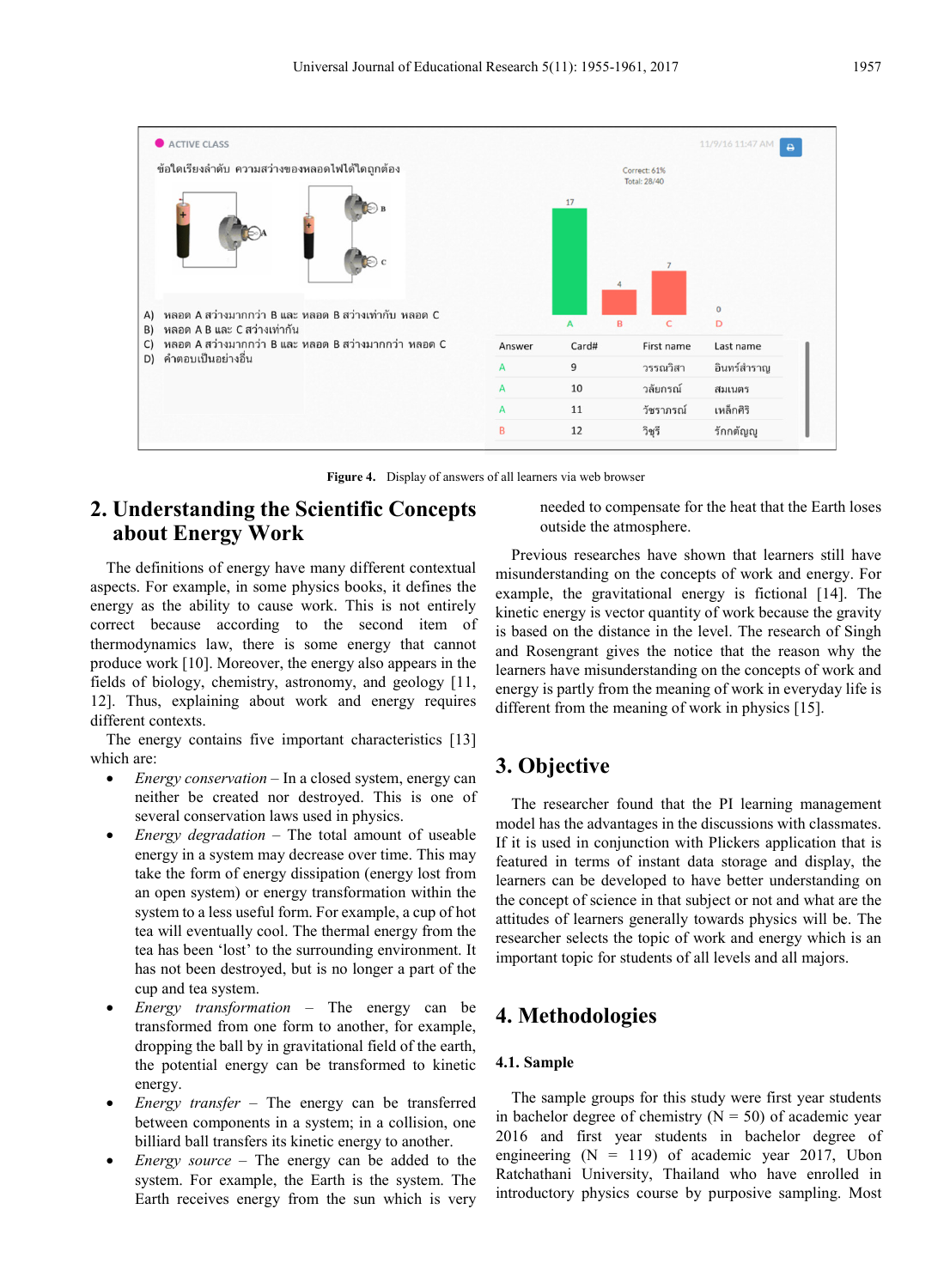Figure 4. Display of answers of all learners via web browser

## 2. Understanding the Scientific Concepts about Energy Work

The definitions of energy have many different contextual aspects. For example, in some physics books, it defines the energy as the ability to cause work. This is not entirely correct because according to the second item of thermodynamics law, there is some energy that cannot produce work [10]. Moreover, the energy also appears in the fields of biology, chemistry, astronomy, and geology [11, 12]. Thus, explaining about work and energy requires different contexts.

The energy contains five important characteristics [13] which are:

- *Energy conservation* – In a closed system, energy can neither be created nor destroyed. This is one of several conservation laws used in physics.
- *Energy degradation* – The total amount of useable energy in a system may decrease over time. This may take the form of energy dissipation (energy lost from an open system) or energy transformation within the system to a less useful form. For example, a cup of hot tea will eventually cool. The thermal energy from the tea has been 'lost' to the surrounding environment. It has not been destroyed, but is no longer a part of the cup and tea system.
- *Energy transformation* – The energy can be transformed from one form to another, for example, dropping the ball by in gravitational field of the earth, the potential energy can be transformed to kinetic energy.
- *Energy transfer* – The energy can be transferred between components in a system; in a collision, one billiard ball transfers its kinetic energy to another.
- *Energy source* – The energy can be added to the system. For example, the Earth is the system. The Earth receives energy from the sun which is very needed to compensate for the heat that the Earth loses outside the atmosphere.

Previous researches have shown that learners still have misunderstanding on the concepts of work and energy. For example, the gravitational energy is fictional [14]. The kinetic energy is vector quantity of work because the gravity is based on the distance in the level. The research of Singh and Rosengrant gives the notice that the reason why the learners have misunderstanding on the concepts of work and energy is partly from the meaning of work in everyday life is different from the meaning of work in physics [15].

## 3. Objective

The researcher found that the PI learning management model has the advantages in the discussions with classmates. If it is used in conjunction with Plickers application that is featured in terms of instant data storage and display, the learners can be developed to have better understanding on the concept of science in that subject or not and what are the attitudes of learners generally towards physics will be. The researcher selects the topic of work and energy which is an important topic for students of all levels and all majors.

## 4. Methodologies

### 4.1. Sample

The sample groups for this study were first year students in bachelor degree of chemistry (N = 50) of academic year 2016 and first year students in bachelor degree of engineering (N = 119) of academic year 2017, Ubon Ratchathani University, Thailand who have enrolled in introductory physics course by purposive sampling. Most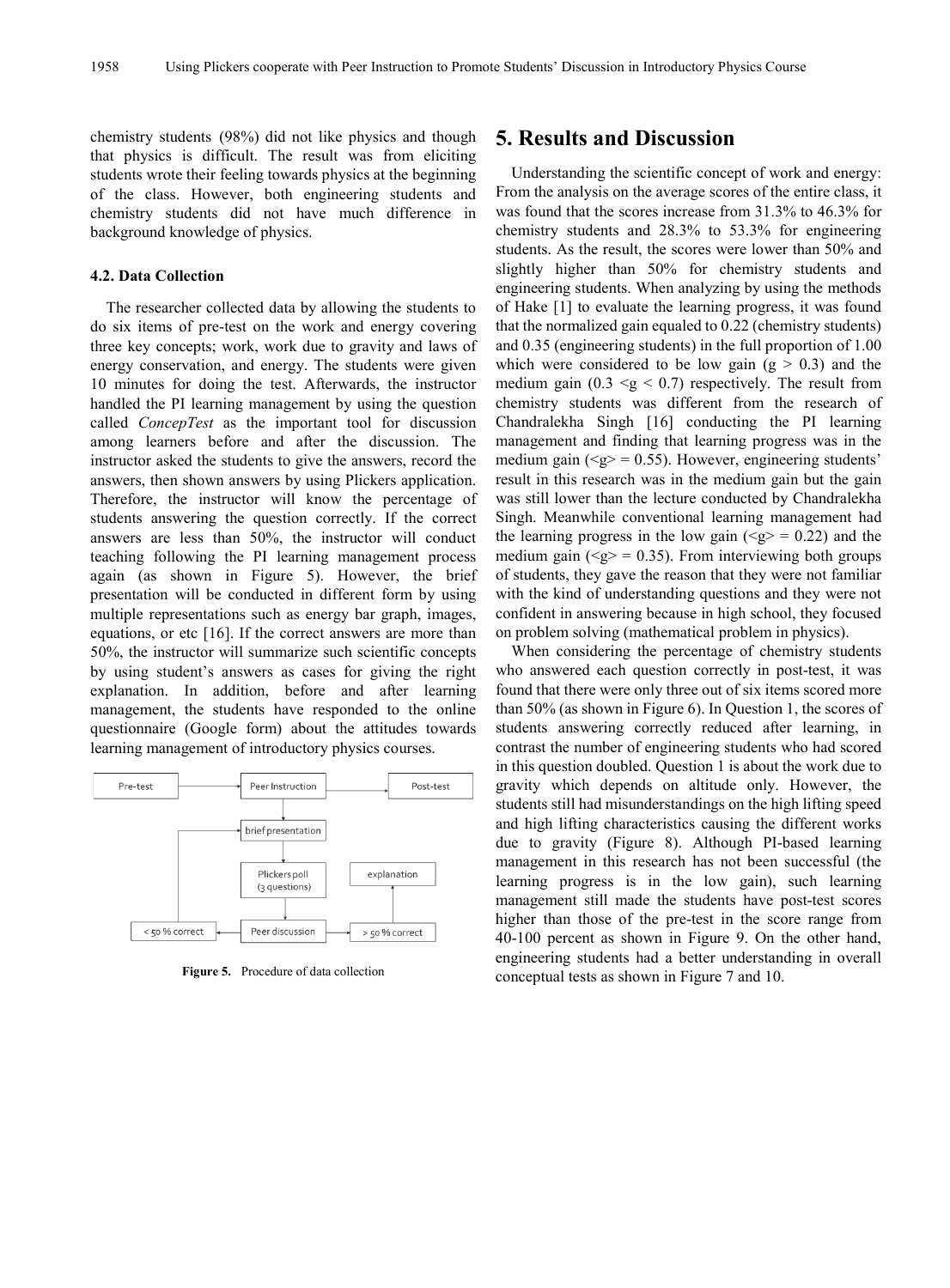chemistry students (98%) did not like physics and though that physics is difficult. The result was from eliciting students wrote their feeling towards physics at the beginning of the class. However, both engineering students and chemistry students did not have much difference in background knowledge of physics.

### 4.2. Data Collection

The researcher collected data by allowing the students to do six items of pre-test on the work and energy covering three key concepts; work, work due to gravity and laws of energy conservation, and energy. The students were given 10 minutes for doing the test. Afterwards, the instructor handled the PI learning management by using the question called *ConcepTest* as the important tool for discussion among learners before and after the discussion. The instructor asked the students to give the answers, record the answers, then shown answers by using Plickers application. Therefore, the instructor will know the percentage of students answering the question correctly. If the correct answers are less than 50%, the instructor will conduct teaching following the PI learning management process again (as shown in Figure 5). However, the brief presentation will be conducted in different form by using multiple representations such as energy bar graph, images, equations, or etc [16]. If the correct answers are more than 50%, the instructor will summarize such scientific concepts by using student's answers as cases for giving the right explanation. In addition, before and after learning management, the students have responded to the online questionnaire (Google form) about the attitudes towards learning management of introductory physics courses.

Pre-test → Peer Instruction → Post-test

brief presentation → Plickers poll (3 questions) → Peer discussion → < 50 % correct / > 50 % correct → explanation

**Figure 5.** Procedure of data collection

## 5. Results and Discussion

Understanding the scientific concept of work and energy: From the analysis on the average scores of the entire class, it was found that the scores increase from 31.3% to 46.3% for chemistry students and 28.3% to 53.3% for engineering students. As the result, the scores were lower than 50% and slightly higher than 50% for chemistry students and engineering students. When analyzing by using the methods of Hake [1] to evaluate the learning progress, it was found that the normalized gain equaled to 0.22 (chemistry students) and 0.35 (engineering students) in the full proportion of 1.00 which were considered to be low gain ($g > 0.3$) and the medium gain ($0.3 < g < 0.7$) respectively. The result from chemistry students was different from the research of Chandralekha Singh [16] conducting the PI learning management and finding that learning progress was in the medium gain ($\langle g \rangle = 0.55$). However, engineering students' result in this research was in the medium gain but the gain was still lower than the lecture conducted by Chandralekha Singh. Meanwhile conventional learning management had the learning progress in the low gain ($\langle g \rangle = 0.22$) and the medium gain ($\langle g \rangle = 0.35$). From interviewing both groups of students, they gave the reason that they were not familiar with the kind of understanding questions and they were not confident in answering because in high school, they focused on problem solving (mathematical problem in physics).

When considering the percentage of chemistry students who answered each question correctly in post-test, it was found that there were only three out of six items scored more than 50% (as shown in Figure 6). In Question 1, the scores of students answering correctly reduced after learning, in contrast the number of engineering students who had scored in this question doubled. Question 1 is about the work due to gravity which depends on altitude only. However, the students still had misunderstandings on the high lifting speed and high lifting characteristics causing the different works due to gravity (Figure 8). Although PI-based learning management in this research has not been successful (the learning progress is in the low gain), such learning management still made the students have post-test scores higher than those of the pre-test in the score range from 40-100 percent as shown in Figure 9. On the other hand, engineering students had a better understanding in overall conceptual tests as shown in Figure 7 and 10.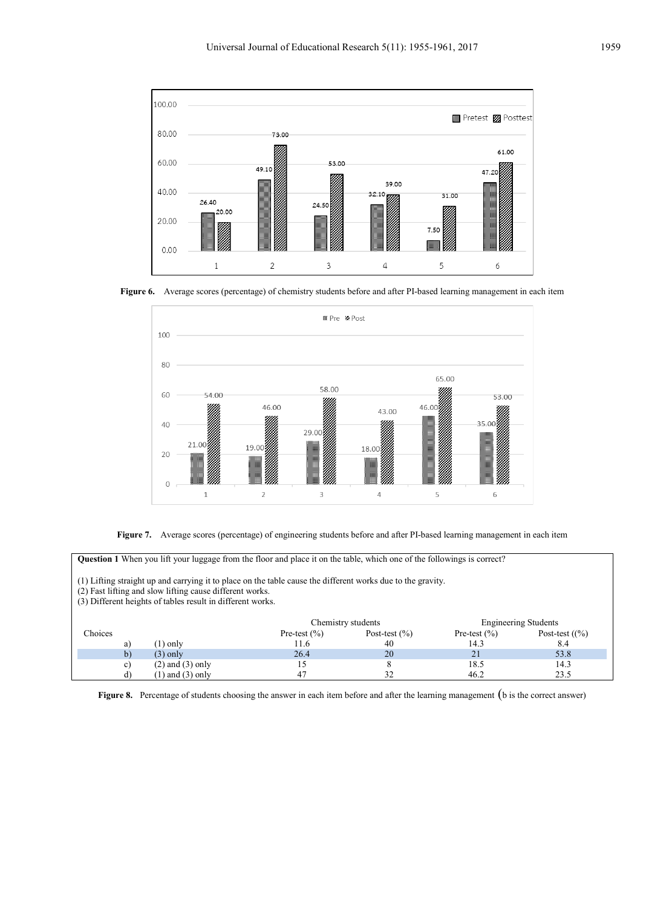Figure 6. Average scores (percentage) of chemistry students before and after PI-based learning management in each item

Figure 7. Average scores (percentage) of engineering students before and after PI-based learning management in each item

**Question 1** When you lift your luggage from the floor and place it on the table, which one of the followings is correct?

(1) Lifting straight up and carrying it to place on the table cause the different works due to the gravity.
(2) Fast lifting and slow lifting cause different works.
(3) Different heights of tables result in different works.

| Choices | | Chemistry students | | Engineering Students | |
|---|---|---|---|---|---|
| | | Pre-test (%) | Post-test (%) | Pre-test (%) | Post-test ((%) |
| a) | (1) only | 11.6 | 40 | 14.3 | 8.4 |
| b) | (3) only | 26.4 | 20 | 21 | 53.8 |
| c) | (2) and (3) only | 15 | 8 | 18.5 | 14.3 |
| d) | (1) and (3) only | 47 | 32 | 46.2 | 23.5 |

**Figure 8.** Percentage of students choosing the answer in each item before and after the learning management (b is the correct answer)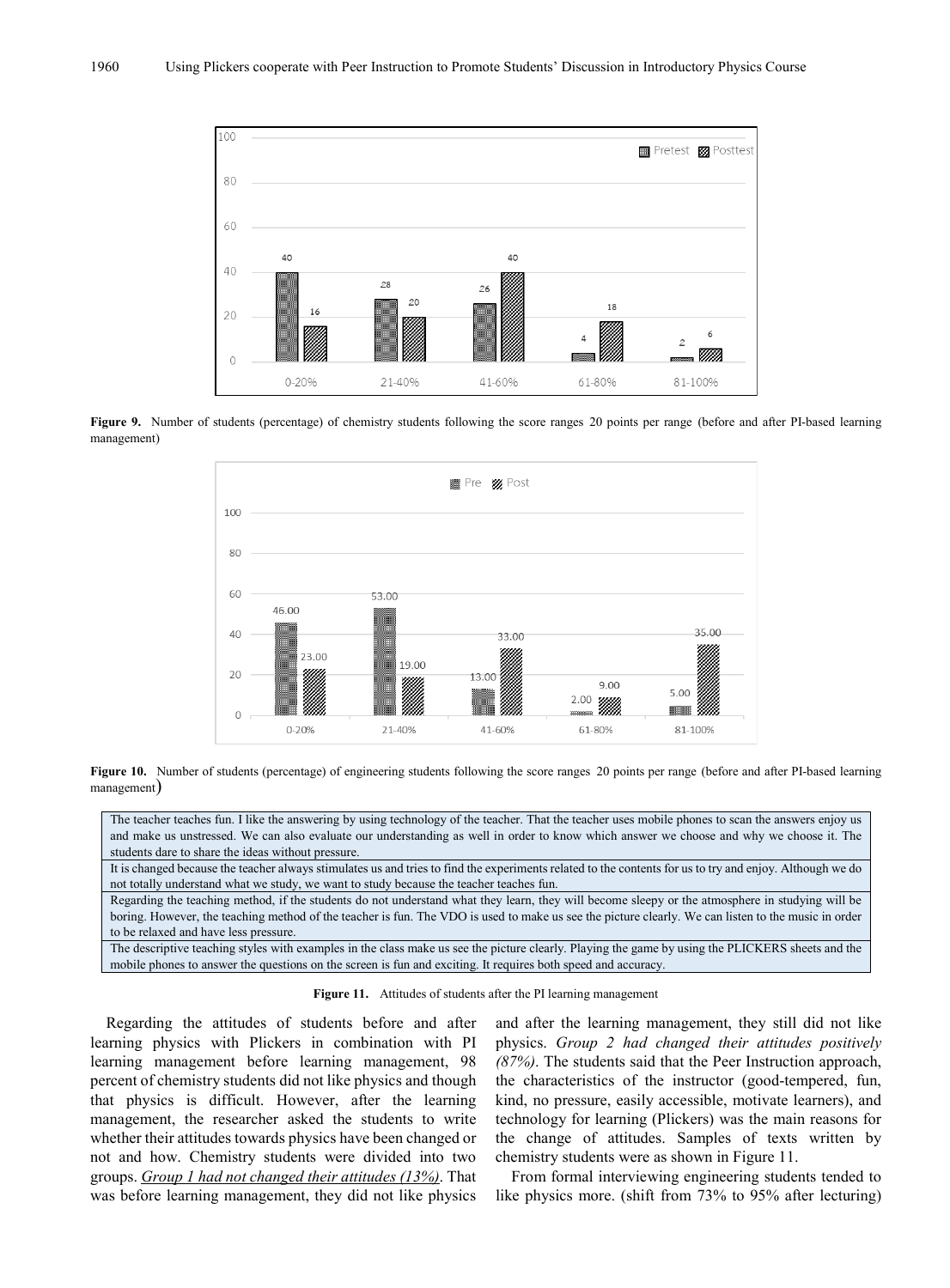Figure 9. Number of students (percentage) of chemistry students following the score ranges 20 points per range (before and after PI-based learning management)

Figure 10. Number of students (percentage) of engineering students following the score ranges 20 points per range (before and after PI-based learning management)

| The teacher teaches fun. I like the answering by using technology of the teacher. That the teacher uses mobile phones to scan the answers enjoy us and make us unstressed. We can also evaluate our understanding as well in order to know which answer we choose and why we choose it. The students dare to share the ideas without pressure. |
|---|
| It is changed because the teacher always stimulates us and tries to find the experiments related to the contents for us to try and enjoy. Although we do not totally understand what we study, we want to study because the teacher teaches fun. |
| Regarding the teaching method, if the students do not understand what they learn, they will become sleepy or the atmosphere in studying will be boring. However, the teaching method of the teacher is fun. The VDO is used to make us see the picture clearly. We can listen to the music in order to be relaxed and have less pressure. |
| The descriptive teaching styles with examples in the class make us see the picture clearly. Playing the game by using the PLICKERS sheets and the mobile phones to answer the questions on the screen is fun and exciting. It requires both speed and accuracy. |

**Figure 11.** Attitudes of students after the PI learning management

Regarding the attitudes of students before and after learning physics with Plickers in combination with PI learning management before learning management, 98 percent of chemistry students did not like physics and though that physics is difficult. However, after the learning management, the researcher asked the students to write whether their attitudes towards physics have been changed or not and how. Chemistry students were divided into two groups. *Group 1 had not changed their attitudes (13%)*. That was before learning management, they did not like physics and after the learning management, they still did not like physics. *Group 2 had changed their attitudes positively (87%)*. The students said that the Peer Instruction approach, the characteristics of the instructor (good-tempered, fun, kind, no pressure, easily accessible, motivate learners), and technology for learning (Plickers) was the main reasons for the change of attitudes. Samples of texts written by chemistry students were as shown in Figure 11.

From formal interviewing engineering students tended to like physics more. (shift from 73% to 95% after lecturing)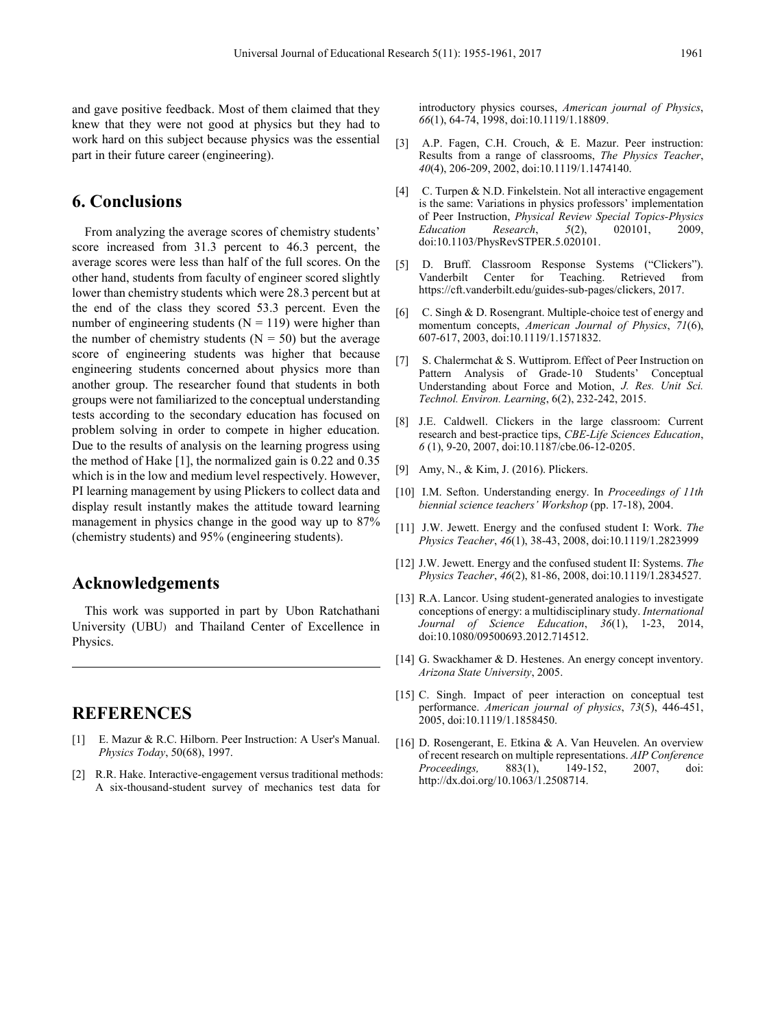and gave positive feedback. Most of them claimed that they knew that they were not good at physics but they had to work hard on this subject because physics was the essential part in their future career (engineering).

## 6. Conclusions

From analyzing the average scores of chemistry students' score increased from 31.3 percent to 46.3 percent, the average scores were less than half of the full scores. On the other hand, students from faculty of engineer scored slightly lower than chemistry students which were 28.3 percent but at the end of the class they scored 53.3 percent. Even the number of engineering students (N = 119) were higher than the number of chemistry students (N = 50) but the average score of engineering students was higher that because engineering students concerned about physics more than another group. The researcher found that students in both groups were not familiarized to the conceptual understanding tests according to the secondary education has focused on problem solving in order to compete in higher education. Due to the results of analysis on the learning progress using the method of Hake [1], the normalized gain is 0.22 and 0.35 which is in the low and medium level respectively. However, PI learning management by using Plickers to collect data and display result instantly makes the attitude toward learning management in physics change in the good way up to 87% (chemistry students) and 95% (engineering students).

## Acknowledgements

This work was supported in part by Ubon Ratchathani University (UBU) and Thailand Center of Excellence in Physics.

## REFERENCES

[1] E. Mazur & R.C. Hilborn. Peer Instruction: A User's Manual. *Physics Today*, 50(68), 1997.

[2] R.R. Hake. Interactive-engagement versus traditional methods: A six-thousand-student survey of mechanics test data for introductory physics courses, *American journal of Physics*, *66*(1), 64-74, 1998, doi:10.1119/1.18809.

[3] A.P. Fagen, C.H. Crouch, & E. Mazur. Peer instruction: Results from a range of classrooms, *The Physics Teacher*, *40*(4), 206-209, 2002, doi:10.1119/1.1474140.

[4] C. Turpen & N.D. Finkelstein. Not all interactive engagement is the same: Variations in physics professors' implementation of Peer Instruction, *Physical Review Special Topics-Physics Education Research*, *5*(2), 020101, 2009, doi:10.1103/PhysRevSTPER.5.020101.

[5] D. Bruff. Classroom Response Systems ("Clickers"). Vanderbilt Center for Teaching. Retrieved from https://cft.vanderbilt.edu/guides-sub-pages/clickers, 2017.

[6] C. Singh & D. Rosengrant. Multiple-choice test of energy and momentum concepts, *American Journal of Physics*, *71*(6), 607-617, 2003, doi:10.1119/1.1571832.

[7] S. Chalermchat & S. Wuttiprom. Effect of Peer Instruction on Pattern Analysis of Grade-10 Students' Conceptual Understanding about Force and Motion, *J. Res. Unit Sci. Technol. Environ. Learning*, 6(2), 232-242, 2015.

[8] J.E. Caldwell. Clickers in the large classroom: Current research and best-practice tips, *CBE-Life Sciences Education*, *6* (1), 9-20, 2007, doi:10.1187/cbe.06-12-0205.

[9] Amy, N., & Kim, J. (2016). Plickers.

[10] I.M. Sefton. Understanding energy. In *Proceedings of 11th biennial science teachers' Workshop* (pp. 17-18), 2004.

[11] J.W. Jewett. Energy and the confused student I: Work. *The Physics Teacher*, *46*(1), 38-43, 2008, doi:10.1119/1.2823999

[12] J.W. Jewett. Energy and the confused student II: Systems. *The Physics Teacher*, *46*(2), 81-86, 2008, doi:10.1119/1.2834527.

[13] R.A. Lancor. Using student-generated analogies to investigate conceptions of energy: a multidisciplinary study. *International Journal of Science Education*, *36*(1), 1-23, 2014, doi:10.1080/09500693.2012.714512.

[14] G. Swackhamer & D. Hestenes. An energy concept inventory. *Arizona State University*, 2005.

[15] C. Singh. Impact of peer interaction on conceptual test performance. *American journal of physics*, *73*(5), 446-451, 2005, doi:10.1119/1.1858450.

[16] D. Rosengerant, E. Etkina & A. Van Heuvelen. An overview of recent research on multiple representations. *AIP Conference Proceedings,* 883(1), 149-152, 2007, doi: http://dx.doi.org/10.1063/1.2508714.